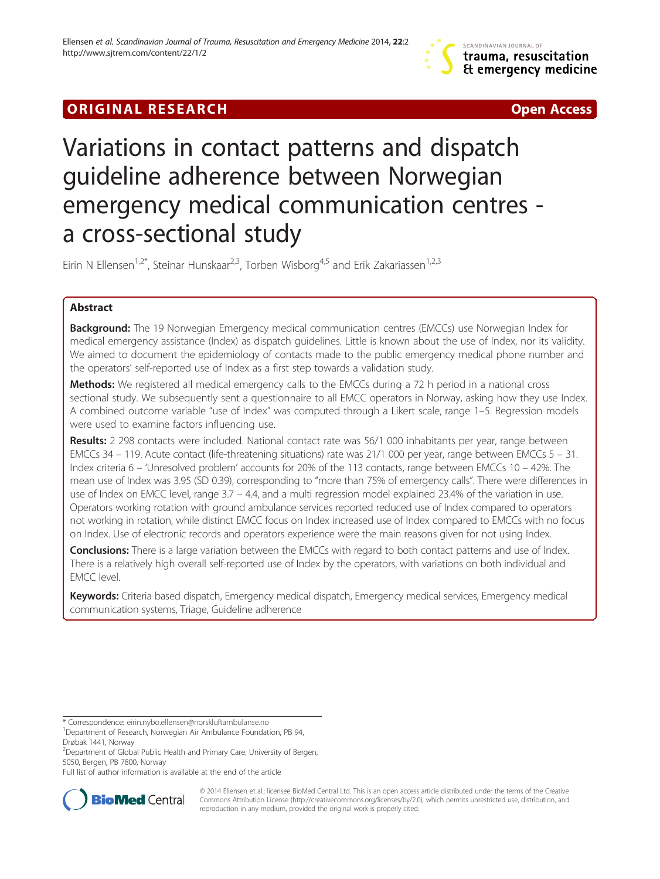ORIGINAL RESEARCH Open Access

# Variations in contact patterns and dispatch guideline adherence between Norwegian emergency medical communication centres - a cross-sectional study

Eirin N Ellensen[1,2*], Steinar Hunskaar[2,3], Torben Wisborg[4,5] and Erik Zakariassen[1,2,3]

## Abstract

**Background:** The 19 Norwegian Emergency medical communication centres (EMCCs) use Norwegian Index for medical emergency assistance (Index) as dispatch guidelines. Little is known about the use of Index, nor its validity. We aimed to document the epidemiology of contacts made to the public emergency medical phone number and the operators' self-reported use of Index as a first step towards a validation study.

**Methods:** We registered all medical emergency calls to the EMCCs during a 72 h period in a national cross sectional study. We subsequently sent a questionnaire to all EMCC operators in Norway, asking how they use Index. A combined outcome variable "use of Index" was computed through a Likert scale, range 1–5. Regression models were used to examine factors influencing use.

**Results:** 2 298 contacts were included. National contact rate was 56/1 000 inhabitants per year, range between EMCCs 34 – 119. Acute contact (life-threatening situations) rate was 21/1 000 per year, range between EMCCs 5 – 31. Index criteria 6 – 'Unresolved problem' accounts for 20% of the 113 contacts, range between EMCCs 10 – 42%. The mean use of Index was 3.95 (SD 0.39), corresponding to "more than 75% of emergency calls". There were differences in use of Index on EMCC level, range 3.7 – 4.4, and a multi regression model explained 23.4% of the variation in use. Operators working rotation with ground ambulance services reported reduced use of Index compared to operators not working in rotation, while distinct EMCC focus on Index increased use of Index compared to EMCCs with no focus on Index. Use of electronic records and operators experience were the main reasons given for not using Index.

**Conclusions:** There is a large variation between the EMCCs with regard to both contact patterns and use of Index. There is a relatively high overall self-reported use of Index by the operators, with variations on both individual and EMCC level.

**Keywords:** Criteria based dispatch, Emergency medical dispatch, Emergency medical services, Emergency medical communication systems, Triage, Guideline adherence

---

* Correspondence: eirin.nybo.ellensen@norskluftambulanse.no
[1]Department of Research, Norwegian Air Ambulance Foundation, PB 94, Drøbak 1441, Norway
[2]Department of Global Public Health and Primary Care, University of Bergen, 5050, Bergen, PB 7800, Norway
Full list of author information is available at the end of the article

© 2014 Ellensen et al.; licensee BioMed Central Ltd. This is an open access article distributed under the terms of the Creative Commons Attribution License (http://creativecommons.org/licenses/by/2.0), which permits unrestricted use, distribution, and reproduction in any medium, provided the original work is properly cited.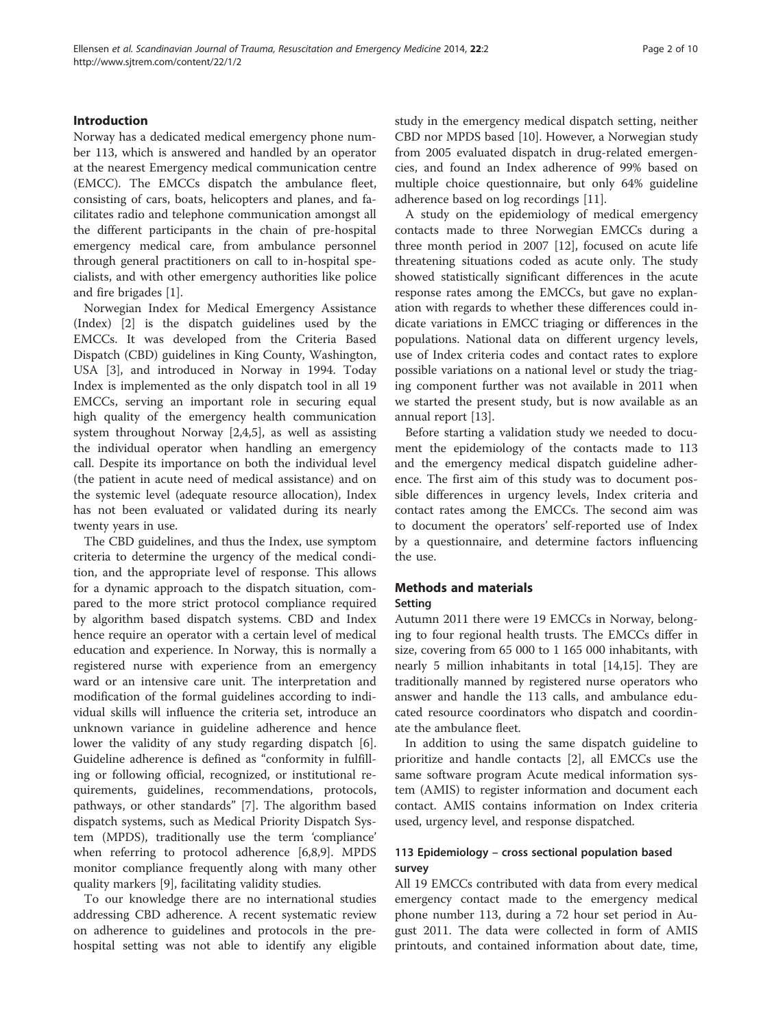## Introduction

Norway has a dedicated medical emergency phone number 113, which is answered and handled by an operator at the nearest Emergency medical communication centre (EMCC). The EMCCs dispatch the ambulance fleet, consisting of cars, boats, helicopters and planes, and facilitates radio and telephone communication amongst all the different participants in the chain of pre-hospital emergency medical care, from ambulance personnel through general practitioners on call to in-hospital specialists, and with other emergency authorities like police and fire brigades [1].

Norwegian Index for Medical Emergency Assistance (Index) [2] is the dispatch guidelines used by the EMCCs. It was developed from the Criteria Based Dispatch (CBD) guidelines in King County, Washington, USA [3], and introduced in Norway in 1994. Today Index is implemented as the only dispatch tool in all 19 EMCCs, serving an important role in securing equal high quality of the emergency health communication system throughout Norway [2,4,5], as well as assisting the individual operator when handling an emergency call. Despite its importance on both the individual level (the patient in acute need of medical assistance) and on the systemic level (adequate resource allocation), Index has not been evaluated or validated during its nearly twenty years in use.

The CBD guidelines, and thus the Index, use symptom criteria to determine the urgency of the medical condition, and the appropriate level of response. This allows for a dynamic approach to the dispatch situation, compared to the more strict protocol compliance required by algorithm based dispatch systems. CBD and Index hence require an operator with a certain level of medical education and experience. In Norway, this is normally a registered nurse with experience from an emergency ward or an intensive care unit. The interpretation and modification of the formal guidelines according to individual skills will influence the criteria set, introduce an unknown variance in guideline adherence and hence lower the validity of any study regarding dispatch [6]. Guideline adherence is defined as "conformity in fulfilling or following official, recognized, or institutional requirements, guidelines, recommendations, protocols, pathways, or other standards" [7]. The algorithm based dispatch systems, such as Medical Priority Dispatch System (MPDS), traditionally use the term 'compliance' when referring to protocol adherence [6,8,9]. MPDS monitor compliance frequently along with many other quality markers [9], facilitating validity studies.

To our knowledge there are no international studies addressing CBD adherence. A recent systematic review on adherence to guidelines and protocols in the prehospital setting was not able to identify any eligible study in the emergency medical dispatch setting, neither CBD nor MPDS based [10]. However, a Norwegian study from 2005 evaluated dispatch in drug-related emergencies, and found an Index adherence of 99% based on multiple choice questionnaire, but only 64% guideline adherence based on log recordings [11].

A study on the epidemiology of medical emergency contacts made to three Norwegian EMCCs during a three month period in 2007 [12], focused on acute life threatening situations coded as acute only. The study showed statistically significant differences in the acute response rates among the EMCCs, but gave no explanation with regards to whether these differences could indicate variations in EMCC triaging or differences in the populations. National data on different urgency levels, use of Index criteria codes and contact rates to explore possible variations on a national level or study the triaging component further was not available in 2011 when we started the present study, but is now available as an annual report [13].

Before starting a validation study we needed to document the epidemiology of the contacts made to 113 and the emergency medical dispatch guideline adherence. The first aim of this study was to document possible differences in urgency levels, Index criteria and contact rates among the EMCCs. The second aim was to document the operators' self-reported use of Index by a questionnaire, and determine factors influencing the use.

## Methods and materials

### Setting

Autumn 2011 there were 19 EMCCs in Norway, belonging to four regional health trusts. The EMCCs differ in size, covering from 65 000 to 1 165 000 inhabitants, with nearly 5 million inhabitants in total [14,15]. They are traditionally manned by registered nurse operators who answer and handle the 113 calls, and ambulance educated resource coordinators who dispatch and coordinate the ambulance fleet.

In addition to using the same dispatch guideline to prioritize and handle contacts [2], all EMCCs use the same software program Acute medical information system (AMIS) to register information and document each contact. AMIS contains information on Index criteria used, urgency level, and response dispatched.

### 113 Epidemiology – cross sectional population based survey

All 19 EMCCs contributed with data from every medical emergency contact made to the emergency medical phone number 113, during a 72 hour set period in August 2011. The data were collected in form of AMIS printouts, and contained information about date, time,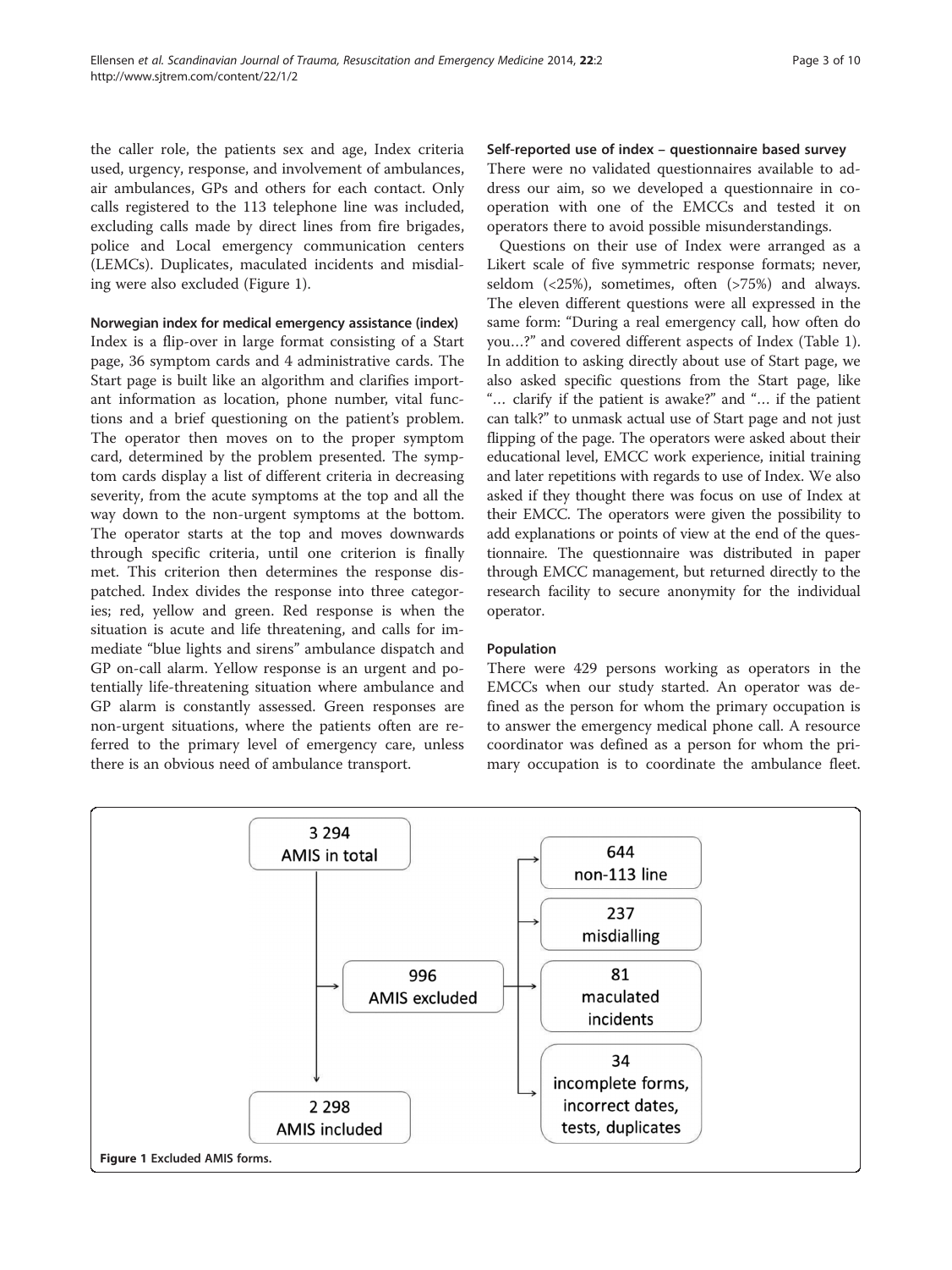the caller role, the patients sex and age, Index criteria used, urgency, response, and involvement of ambulances, air ambulances, GPs and others for each contact. Only calls registered to the 113 telephone line was included, excluding calls made by direct lines from fire brigades, police and Local emergency communication centers (LEMCs). Duplicates, maculated incidents and misdialing were also excluded (Figure 1).

### Norwegian index for medical emergency assistance (index)

Index is a flip-over in large format consisting of a Start page, 36 symptom cards and 4 administrative cards. The Start page is built like an algorithm and clarifies important information as location, phone number, vital functions and a brief questioning on the patient's problem. The operator then moves on to the proper symptom card, determined by the problem presented. The symptom cards display a list of different criteria in decreasing severity, from the acute symptoms at the top and all the way down to the non-urgent symptoms at the bottom. The operator starts at the top and moves downwards through specific criteria, until one criterion is finally met. This criterion then determines the response dispatched. Index divides the response into three categories; red, yellow and green. Red response is when the situation is acute and life threatening, and calls for immediate "blue lights and sirens" ambulance dispatch and GP on-call alarm. Yellow response is an urgent and potentially life-threatening situation where ambulance and GP alarm is constantly assessed. Green responses are non-urgent situations, where the patients often are referred to the primary level of emergency care, unless there is an obvious need of ambulance transport.

### Self-reported use of index – questionnaire based survey

There were no validated questionnaires available to address our aim, so we developed a questionnaire in cooperation with one of the EMCCs and tested it on operators there to avoid possible misunderstandings.

Questions on their use of Index were arranged as a Likert scale of five symmetric response formats; never, seldom (<25%), sometimes, often (>75%) and always. The eleven different questions were all expressed in the same form: "During a real emergency call, how often do you…?" and covered different aspects of Index (Table 1). In addition to asking directly about use of Start page, we also asked specific questions from the Start page, like "… clarify if the patient is awake?" and "… if the patient can talk?" to unmask actual use of Start page and not just flipping of the page. The operators were asked about their educational level, EMCC work experience, initial training and later repetitions with regards to use of Index. We also asked if they thought there was focus on use of Index at their EMCC. The operators were given the possibility to add explanations or points of view at the end of the questionnaire. The questionnaire was distributed in paper through EMCC management, but returned directly to the research facility to secure anonymity for the individual operator.

### Population

There were 429 persons working as operators in the EMCCs when our study started. An operator was defined as the person for whom the primary occupation is to answer the emergency medical phone call. A resource coordinator was defined as a person for whom the primary occupation is to coordinate the ambulance fleet.

3 294 AMIS in total → 996 AMIS excluded (644 non-113 line; 237 misdialling; 81 maculated incidents; 34 incomplete forms, incorrect dates, tests, duplicates) → 2 298 AMIS included

**Figure 1** Excluded AMIS forms.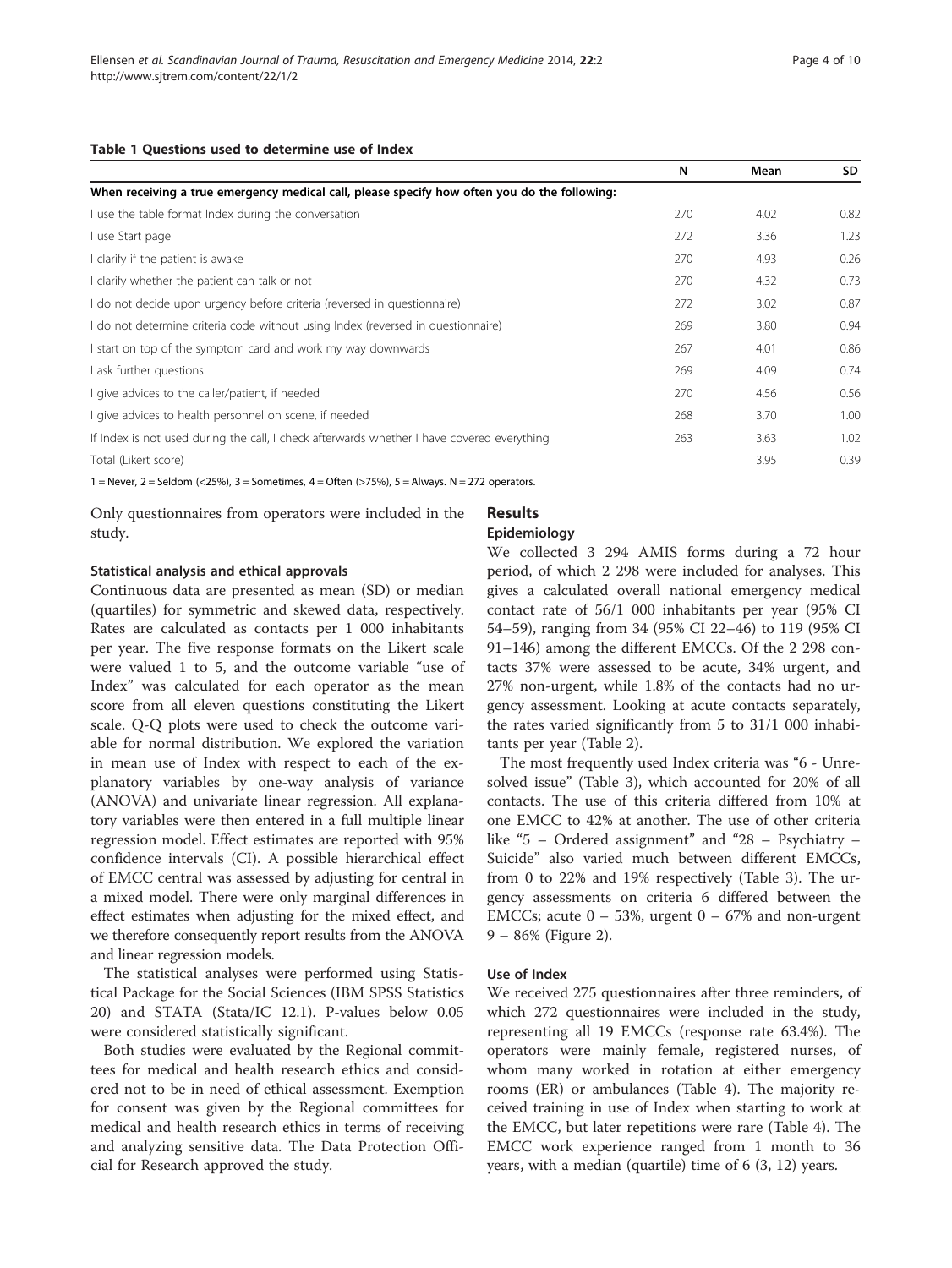**Table 1 Questions used to determine use of Index**

| | N | Mean | SD |
|---|---|---|---|
| **When receiving a true emergency medical call, please specify how often you do the following:** | | | |
| I use the table format Index during the conversation | 270 | 4.02 | 0.82 |
| I use Start page | 272 | 3.36 | 1.23 |
| I clarify if the patient is awake | 270 | 4.93 | 0.26 |
| I clarify whether the patient can talk or not | 270 | 4.32 | 0.73 |
| I do not decide upon urgency before criteria (reversed in questionnaire) | 272 | 3.02 | 0.87 |
| I do not determine criteria code without using Index (reversed in questionnaire) | 269 | 3.80 | 0.94 |
| I start on top of the symptom card and work my way downwards | 267 | 4.01 | 0.86 |
| I ask further questions | 269 | 4.09 | 0.74 |
| I give advices to the caller/patient, if needed | 270 | 4.56 | 0.56 |
| I give advices to health personnel on scene, if needed | 268 | 3.70 | 1.00 |
| If Index is not used during the call, I check afterwards whether I have covered everything | 263 | 3.63 | 1.02 |
| Total (Likert score) | | 3.95 | 0.39 |

1 = Never, 2 = Seldom (<25%), 3 = Sometimes, 4 = Often (>75%), 5 = Always. N = 272 operators.

Only questionnaires from operators were included in the study.

### Statistical analysis and ethical approvals

Continuous data are presented as mean (SD) or median (quartiles) for symmetric and skewed data, respectively. Rates are calculated as contacts per 1 000 inhabitants per year. The five response formats on the Likert scale were valued 1 to 5, and the outcome variable "use of Index" was calculated for each operator as the mean score from all eleven questions constituting the Likert scale. Q-Q plots were used to check the outcome variable for normal distribution. We explored the variation in mean use of Index with respect to each of the explanatory variables by one-way analysis of variance (ANOVA) and univariate linear regression. All explanatory variables were then entered in a full multiple linear regression model. Effect estimates are reported with 95% confidence intervals (CI). A possible hierarchical effect of EMCC central was assessed by adjusting for central in a mixed model. There were only marginal differences in effect estimates when adjusting for the mixed effect, and we therefore consequently report results from the ANOVA and linear regression models.

The statistical analyses were performed using Statistical Package for the Social Sciences (IBM SPSS Statistics 20) and STATA (Stata/IC 12.1). P-values below 0.05 were considered statistically significant.

Both studies were evaluated by the Regional committees for medical and health research ethics and considered not to be in need of ethical assessment. Exemption for consent was given by the Regional committees for medical and health research ethics in terms of receiving and analyzing sensitive data. The Data Protection Official for Research approved the study.

## Results

### Epidemiology

We collected 3 294 AMIS forms during a 72 hour period, of which 2 298 were included for analyses. This gives a calculated overall national emergency medical contact rate of 56/1 000 inhabitants per year (95% CI 54–59), ranging from 34 (95% CI 22–46) to 119 (95% CI 91–146) among the different EMCCs. Of the 2 298 contacts 37% were assessed to be acute, 34% urgent, and 27% non-urgent, while 1.8% of the contacts had no urgency assessment. Looking at acute contacts separately, the rates varied significantly from 5 to 31/1 000 inhabitants per year (Table 2).

The most frequently used Index criteria was "6 - Unresolved issue" (Table 3), which accounted for 20% of all contacts. The use of this criteria differed from 10% at one EMCC to 42% at another. The use of other criteria like "5 – Ordered assignment" and "28 – Psychiatry – Suicide" also varied much between different EMCCs, from 0 to 22% and 19% respectively (Table 3). The urgency assessments on criteria 6 differed between the EMCCs; acute 0 – 53%, urgent 0 – 67% and non-urgent 9 – 86% (Figure 2).

### Use of Index

We received 275 questionnaires after three reminders, of which 272 questionnaires were included in the study, representing all 19 EMCCs (response rate 63.4%). The operators were mainly female, registered nurses, of whom many worked in rotation at either emergency rooms (ER) or ambulances (Table 4). The majority received training in use of Index when starting to work at the EMCC, but later repetitions were rare (Table 4). The EMCC work experience ranged from 1 month to 36 years, with a median (quartile) time of 6 (3, 12) years.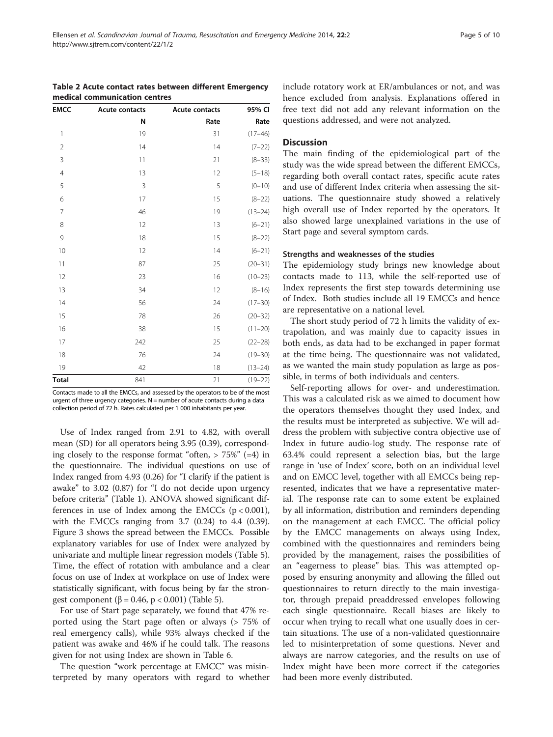**Table 2 Acute contact rates between different Emergency medical communication centres**

| EMCC | Acute contacts | Acute contacts | 95% CI |
|---|---|---|---|
| | N | Rate | Rate |
| 1 | 19 | 31 | (17–46) |
| 2 | 14 | 14 | (7–22) |
| 3 | 11 | 21 | (8–33) |
| 4 | 13 | 12 | (5–18) |
| 5 | 3 | 5 | (0–10) |
| 6 | 17 | 15 | (8–22) |
| 7 | 46 | 19 | (13–24) |
| 8 | 12 | 13 | (6–21) |
| 9 | 18 | 15 | (8–22) |
| 10 | 12 | 14 | (6–21) |
| 11 | 87 | 25 | (20–31) |
| 12 | 23 | 16 | (10–23) |
| 13 | 34 | 12 | (8–16) |
| 14 | 56 | 24 | (17–30) |
| 15 | 78 | 26 | (20–32) |
| 16 | 38 | 15 | (11–20) |
| 17 | 242 | 25 | (22–28) |
| 18 | 76 | 24 | (19–30) |
| 19 | 42 | 18 | (13–24) |
| **Total** | 841 | 21 | (19–22) |

Contacts made to all the EMCCs, and assessed by the operators to be of the most urgent of three urgency categories. N = number of acute contacts during a data collection period of 72 h. Rates calculated per 1 000 inhabitants per year.

Use of Index ranged from 2.91 to 4.82, with overall mean (SD) for all operators being 3.95 (0.39), corresponding closely to the response format "often, > 75%" (=4) in the questionnaire. The individual questions on use of Index ranged from 4.93 (0.26) for "I clarify if the patient is awake" to 3.02 (0.87) for "I do not decide upon urgency before criteria" (Table 1). ANOVA showed significant differences in use of Index among the EMCCs ($p < 0.001$), with the EMCCs ranging from 3.7 (0.24) to 4.4 (0.39). Figure 3 shows the spread between the EMCCs. Possible explanatory variables for use of Index were analyzed by univariate and multiple linear regression models (Table 5). Time, the effect of rotation with ambulance and a clear focus on use of Index at workplace on use of Index were statistically significant, with focus being by far the strongest component ($\beta = 0.46$, $p < 0.001$) (Table 5).

For use of Start page separately, we found that 47% reported using the Start page often or always (> 75% of real emergency calls), while 93% always checked if the patient was awake and 46% if he could talk. The reasons given for not using Index are shown in Table 6.

The question "work percentage at EMCC" was misinterpreted by many operators with regard to whether include rotatory work at ER/ambulances or not, and was hence excluded from analysis. Explanations offered in free text did not add any relevant information on the questions addressed, and were not analyzed.

## Discussion

The main finding of the epidemiological part of the study was the wide spread between the different EMCCs, regarding both overall contact rates, specific acute rates and use of different Index criteria when assessing the situations. The questionnaire study showed a relatively high overall use of Index reported by the operators. It also showed large unexplained variations in the use of Start page and several symptom cards.

### Strengths and weaknesses of the studies

The epidemiology study brings new knowledge about contacts made to 113, while the self-reported use of Index represents the first step towards determining use of Index. Both studies include all 19 EMCCs and hence are representative on a national level.

The short study period of 72 h limits the validity of extrapolation, and was mainly due to capacity issues in both ends, as data had to be exchanged in paper format at the time being. The questionnaire was not validated, as we wanted the main study population as large as possible, in terms of both individuals and centers.

Self-reporting allows for over- and underestimation. This was a calculated risk as we aimed to document how the operators themselves thought they used Index, and the results must be interpreted as subjective. We will address the problem with subjective contra objective use of Index in future audio-log study. The response rate of 63.4% could represent a selection bias, but the large range in 'use of Index' score, both on an individual level and on EMCC level, together with all EMCCs being represented, indicates that we have a representative material. The response rate can to some extent be explained by all information, distribution and reminders depending on the management at each EMCC. The official policy by the EMCC managements on always using Index, combined with the questionnaires and reminders being provided by the management, raises the possibilities of an "eagerness to please" bias. This was attempted opposed by ensuring anonymity and allowing the filled out questionnaires to return directly to the main investigator, through prepaid preaddressed envelopes following each single questionnaire. Recall biases are likely to occur when trying to recall what one usually does in certain situations. The use of a non-validated questionnaire led to misinterpretation of some questions. Never and always are narrow categories, and the results on use of Index might have been more correct if the categories had been more evenly distributed.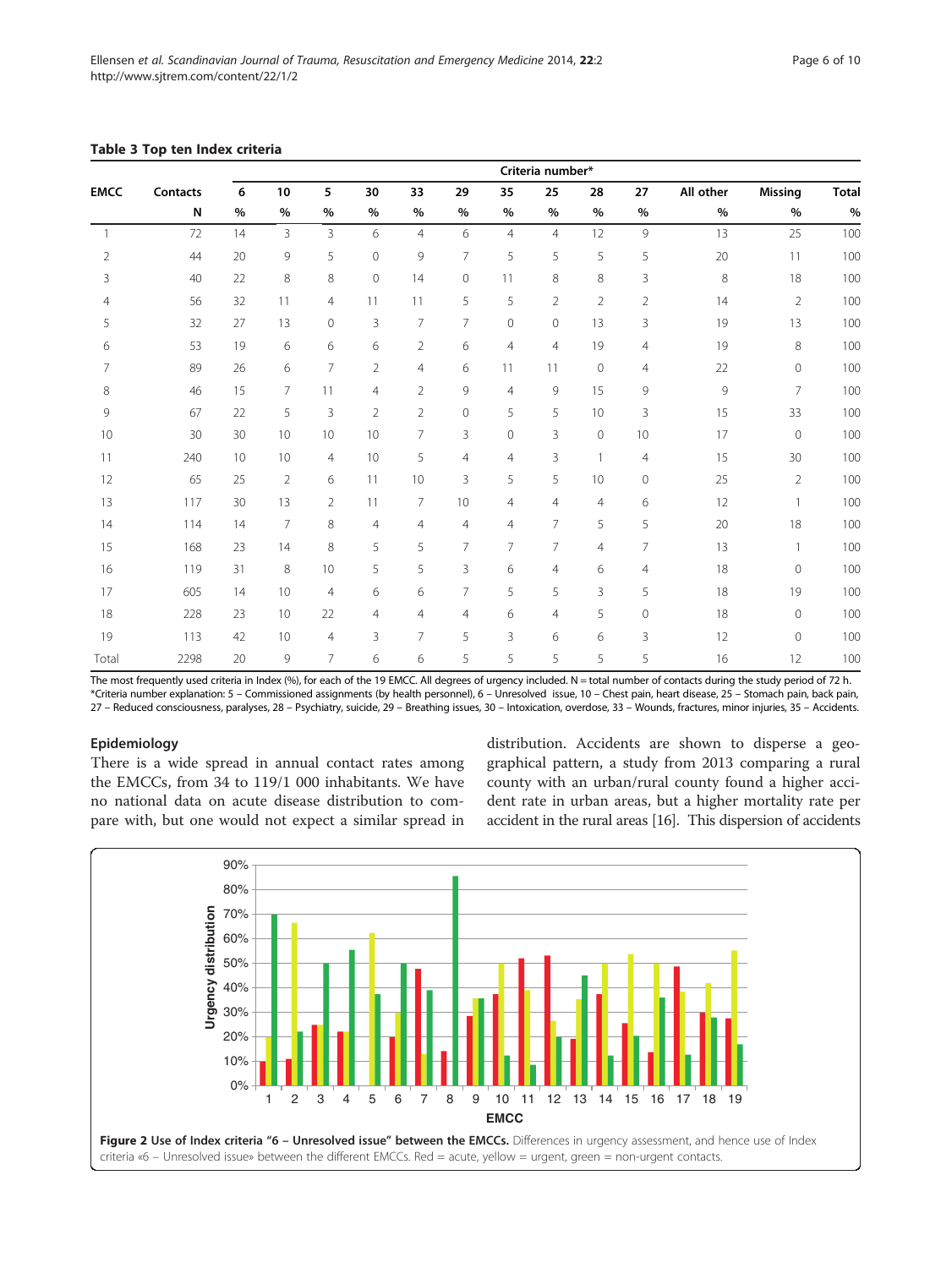**Table 3 Top ten Index criteria**

| EMCC | Contacts | Criteria number* | | | | | | | | | | | | |
|---|---|---|---|---|---|---|---|---|---|---|---|---|---|---|
| | | 6 | 10 | 5 | 30 | 33 | 29 | 35 | 25 | 28 | 27 | All other | Missing | Total |
| | N | % | % | % | % | % | % | % | % | % | % | % | % | % |
| 1 | 72 | 14 | 3 | 3 | 6 | 4 | 6 | 4 | 4 | 12 | 9 | 13 | 25 | 100 |
| 2 | 44 | 20 | 9 | 5 | 0 | 9 | 7 | 5 | 5 | 5 | 5 | 20 | 11 | 100 |
| 3 | 40 | 22 | 8 | 8 | 0 | 14 | 0 | 11 | 8 | 8 | 3 | 8 | 18 | 100 |
| 4 | 56 | 32 | 11 | 4 | 11 | 11 | 5 | 5 | 2 | 2 | 2 | 14 | 2 | 100 |
| 5 | 32 | 27 | 13 | 0 | 3 | 7 | 7 | 0 | 0 | 13 | 3 | 19 | 13 | 100 |
| 6 | 53 | 19 | 6 | 6 | 6 | 2 | 6 | 4 | 4 | 19 | 4 | 19 | 8 | 100 |
| 7 | 89 | 26 | 6 | 7 | 2 | 4 | 6 | 11 | 11 | 0 | 4 | 22 | 0 | 100 |
| 8 | 46 | 15 | 7 | 11 | 4 | 2 | 9 | 4 | 9 | 15 | 9 | 9 | 7 | 100 |
| 9 | 67 | 22 | 5 | 3 | 2 | 2 | 0 | 5 | 5 | 10 | 3 | 15 | 33 | 100 |
| 10 | 30 | 30 | 10 | 10 | 10 | 7 | 3 | 0 | 3 | 0 | 10 | 17 | 0 | 100 |
| 11 | 240 | 10 | 10 | 4 | 10 | 5 | 4 | 4 | 3 | 1 | 4 | 15 | 30 | 100 |
| 12 | 65 | 25 | 2 | 6 | 11 | 10 | 3 | 5 | 5 | 10 | 0 | 25 | 2 | 100 |
| 13 | 117 | 30 | 13 | 2 | 11 | 7 | 10 | 4 | 4 | 4 | 6 | 12 | 1 | 100 |
| 14 | 114 | 14 | 7 | 8 | 4 | 4 | 4 | 4 | 7 | 5 | 5 | 20 | 18 | 100 |
| 15 | 168 | 23 | 14 | 8 | 5 | 5 | 7 | 7 | 7 | 4 | 7 | 13 | 1 | 100 |
| 16 | 119 | 31 | 8 | 10 | 5 | 5 | 3 | 6 | 4 | 6 | 4 | 18 | 0 | 100 |
| 17 | 605 | 14 | 10 | 4 | 6 | 6 | 7 | 5 | 5 | 3 | 5 | 18 | 19 | 100 |
| 18 | 228 | 23 | 10 | 22 | 4 | 4 | 4 | 6 | 4 | 5 | 0 | 18 | 0 | 100 |
| 19 | 113 | 42 | 10 | 4 | 3 | 7 | 5 | 3 | 6 | 6 | 3 | 12 | 0 | 100 |
| Total | 2298 | 20 | 9 | 7 | 6 | 6 | 5 | 5 | 5 | 5 | 5 | 16 | 12 | 100 |

The most frequently used criteria in Index (%), for each of the 19 EMCC. All degrees of urgency included. N = total number of contacts during the study period of 72 h.
*Criteria number explanation: 5 – Commissioned assignments (by health personnel), 6 – Unresolved issue, 10 – Chest pain, heart disease, 25 – Stomach pain, back pain, 27 – Reduced consciousness, paralyses, 28 – Psychiatry, suicide, 29 – Breathing issues, 30 – Intoxication, overdose, 33 – Wounds, fractures, minor injuries, 35 – Accidents.

#### Epidemiology

There is a wide spread in annual contact rates among the EMCCs, from 34 to 119/1 000 inhabitants. We have no national data on acute disease distribution to compare with, but one would not expect a similar spread in distribution. Accidents are shown to disperse a geographical pattern, a study from 2013 comparing a rural county with an urban/rural county found a higher accident rate in urban areas, but a higher mortality rate per accident in the rural areas [16]. This dispersion of accidents

**Figure 2 Use of Index criteria "6 – Unresolved issue" between the EMCCs.** Differences in urgency assessment, and hence use of Index criteria «6 – Unresolved issue» between the different EMCCs. Red = acute, yellow = urgent, green = non-urgent contacts.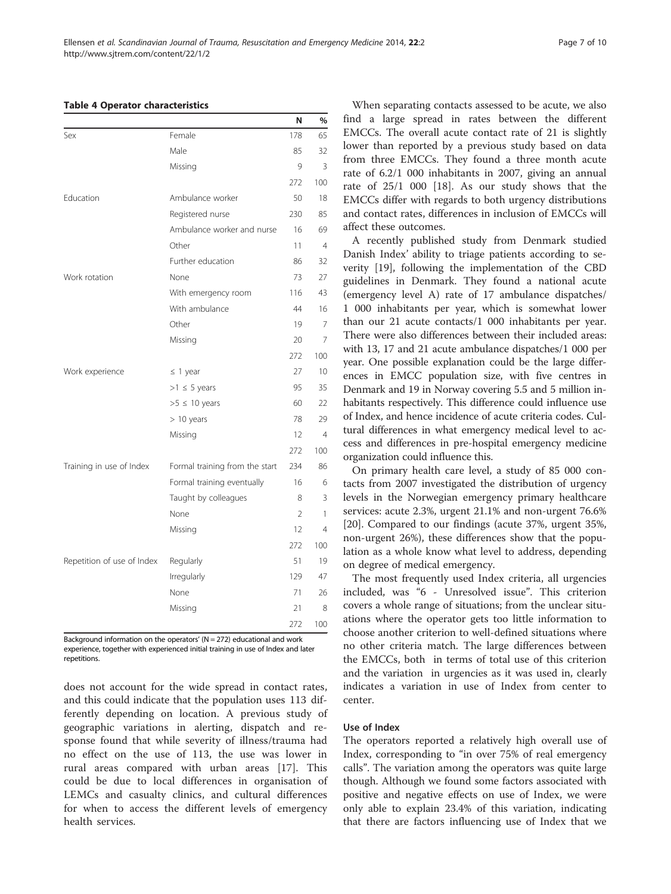**Table 4 Operator characteristics**

| | | N | % |
|---|---|---|---|
| Sex | Female | 178 | 65 |
| | Male | 85 | 32 |
| | Missing | 9 | 3 |
| | | 272 | 100 |
| Education | Ambulance worker | 50 | 18 |
| | Registered nurse | 230 | 85 |
| | Ambulance worker and nurse | 16 | 69 |
| | Other | 11 | 4 |
| | Further education | 86 | 32 |
| Work rotation | None | 73 | 27 |
| | With emergency room | 116 | 43 |
| | With ambulance | 44 | 16 |
| | Other | 19 | 7 |
| | Missing | 20 | 7 |
| | | 272 | 100 |
| Work experience | ≤ 1 year | 27 | 10 |
| | >1 ≤ 5 years | 95 | 35 |
| | >5 ≤ 10 years | 60 | 22 |
| | > 10 years | 78 | 29 |
| | Missing | 12 | 4 |
| | | 272 | 100 |
| Training in use of Index | Formal training from the start | 234 | 86 |
| | Formal training eventually | 16 | 6 |
| | Taught by colleagues | 8 | 3 |
| | None | 2 | 1 |
| | Missing | 12 | 4 |
| | | 272 | 100 |
| Repetition of use of Index | Regularly | 51 | 19 |
| | Irregularly | 129 | 47 |
| | None | 71 | 26 |
| | Missing | 21 | 8 |
| | | 272 | 100 |

Background information on the operators' (N = 272) educational and work experience, together with experienced initial training in use of Index and later repetitions.

does not account for the wide spread in contact rates, and this could indicate that the population uses 113 differently depending on location. A previous study of geographic variations in alerting, dispatch and response found that while severity of illness/trauma had no effect on the use of 113, the use was lower in rural areas compared with urban areas [17]. This could be due to local differences in organisation of LEMCs and casualty clinics, and cultural differences for when to access the different levels of emergency health services.

When separating contacts assessed to be acute, we also find a large spread in rates between the different EMCCs. The overall acute contact rate of 21 is slightly lower than reported by a previous study based on data from three EMCCs. They found a three month acute rate of 6.2/1 000 inhabitants in 2007, giving an annual rate of 25/1 000 [18]. As our study shows that the EMCCs differ with regards to both urgency distributions and contact rates, differences in inclusion of EMCCs will affect these outcomes.

A recently published study from Denmark studied Danish Index' ability to triage patients according to severity [19], following the implementation of the CBD guidelines in Denmark. They found a national acute (emergency level A) rate of 17 ambulance dispatches/1 000 inhabitants per year, which is somewhat lower than our 21 acute contacts/1 000 inhabitants per year. There were also differences between their included areas: with 13, 17 and 21 acute ambulance dispatches/1 000 per year. One possible explanation could be the large differences in EMCC population size, with five centres in Denmark and 19 in Norway covering 5.5 and 5 million inhabitants respectively. This difference could influence use of Index, and hence incidence of acute criteria codes. Cultural differences in what emergency medical level to access and differences in pre-hospital emergency medicine organization could influence this.

On primary health care level, a study of 85 000 contacts from 2007 investigated the distribution of urgency levels in the Norwegian emergency primary healthcare services: acute 2.3%, urgent 21.1% and non-urgent 76.6% [20]. Compared to our findings (acute 37%, urgent 35%, non-urgent 26%), these differences show that the population as a whole know what level to address, depending on degree of medical emergency.

The most frequently used Index criteria, all urgencies included, was "6 - Unresolved issue". This criterion covers a whole range of situations; from the unclear situations where the operator gets too little information to choose another criterion to well-defined situations where no other criteria match. The large differences between the EMCCs, both in terms of total use of this criterion and the variation in urgencies as it was used in, clearly indicates a variation in use of Index from center to center.

### Use of Index

The operators reported a relatively high overall use of Index, corresponding to "in over 75% of real emergency calls". The variation among the operators was quite large though. Although we found some factors associated with positive and negative effects on use of Index, we were only able to explain 23.4% of this variation, indicating that there are factors influencing use of Index that we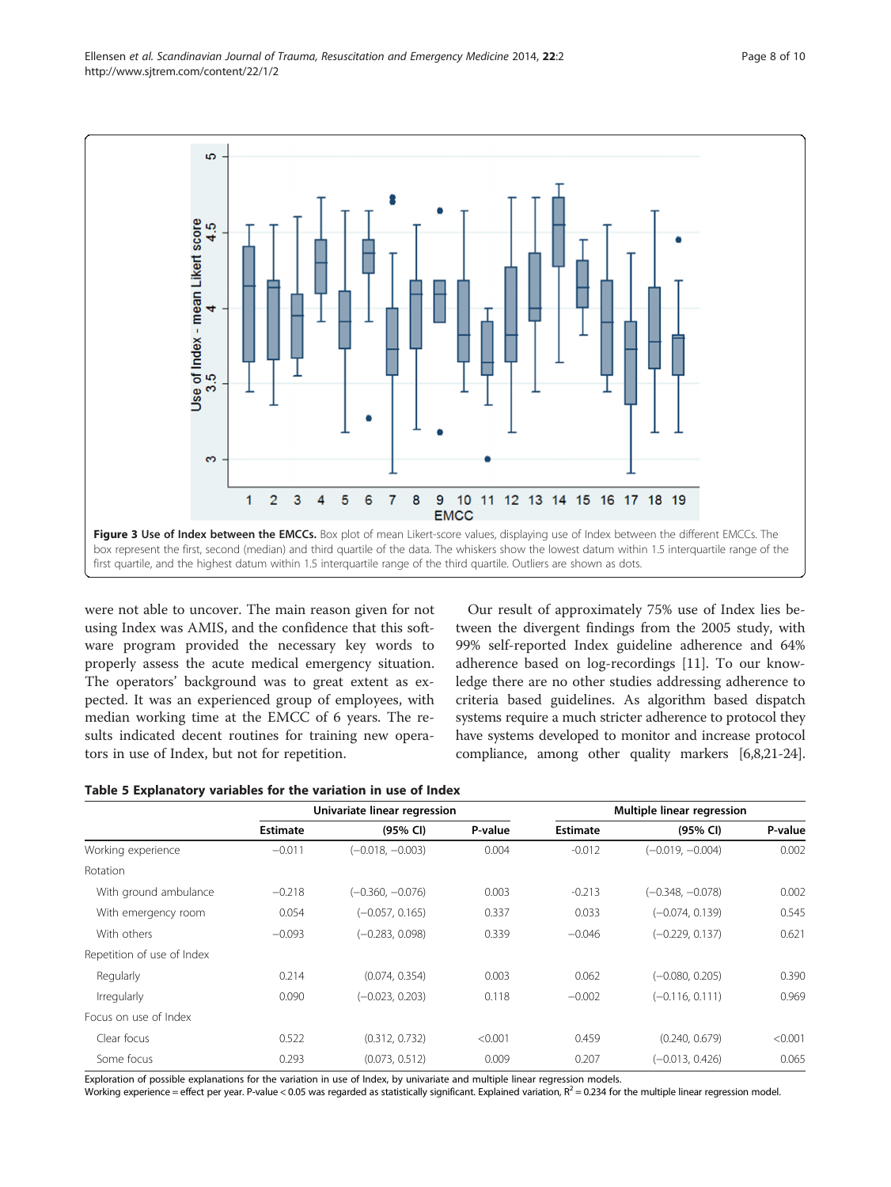**Figure 3 Use of Index between the EMCCs.** Box plot of mean Likert-score values, displaying use of Index between the different EMCCs. The box represent the first, second (median) and third quartile of the data. The whiskers show the lowest datum within 1.5 interquartile range of the first quartile, and the highest datum within 1.5 interquartile range of the third quartile. Outliers are shown as dots.

were not able to uncover. The main reason given for not using Index was AMIS, and the confidence that this software program provided the necessary key words to properly assess the acute medical emergency situation. The operators' background was to great extent as expected. It was an experienced group of employees, with median working time at the EMCC of 6 years. The results indicated decent routines for training new operators in use of Index, but not for repetition.

Our result of approximately 75% use of Index lies between the divergent findings from the 2005 study, with 99% self-reported Index guideline adherence and 64% adherence based on log-recordings [11]. To our knowledge there are no other studies addressing adherence to criteria based guidelines. As algorithm based dispatch systems require a much stricter adherence to protocol they have systems developed to monitor and increase protocol compliance, among other quality markers [6,8,21-24].

**Table 5 Explanatory variables for the variation in use of Index**

| | Univariate linear regression | | | Multiple linear regression | | |
|---|---|---|---|---|---|---|
| | Estimate | (95% CI) | P-value | Estimate | (95% CI) | P-value |
| Working experience | −0.011 | (−0.018, −0.003) | 0.004 | -0.012 | (−0.019, −0.004) | 0.002 |
| Rotation | | | | | | |
| With ground ambulance | −0.218 | (−0.360, −0.076) | 0.003 | -0.213 | (−0.348, −0.078) | 0.002 |
| With emergency room | 0.054 | (−0.057, 0.165) | 0.337 | 0.033 | (−0.074, 0.139) | 0.545 |
| With others | −0.093 | (−0.283, 0.098) | 0.339 | −0.046 | (−0.229, 0.137) | 0.621 |
| Repetition of use of Index | | | | | | |
| Regularly | 0.214 | (0.074, 0.354) | 0.003 | 0.062 | (−0.080, 0.205) | 0.390 |
| Irregularly | 0.090 | (−0.023, 0.203) | 0.118 | −0.002 | (−0.116, 0.111) | 0.969 |
| Focus on use of Index | | | | | | |
| Clear focus | 0.522 | (0.312, 0.732) | <0.001 | 0.459 | (0.240, 0.679) | <0.001 |
| Some focus | 0.293 | (0.073, 0.512) | 0.009 | 0.207 | (−0.013, 0.426) | 0.065 |

Exploration of possible explanations for the variation in use of Index, by univariate and multiple linear regression models.
Working experience = effect per year. P-value < 0.05 was regarded as statistically significant. Explained variation, $R^2$ = 0.234 for the multiple linear regression model.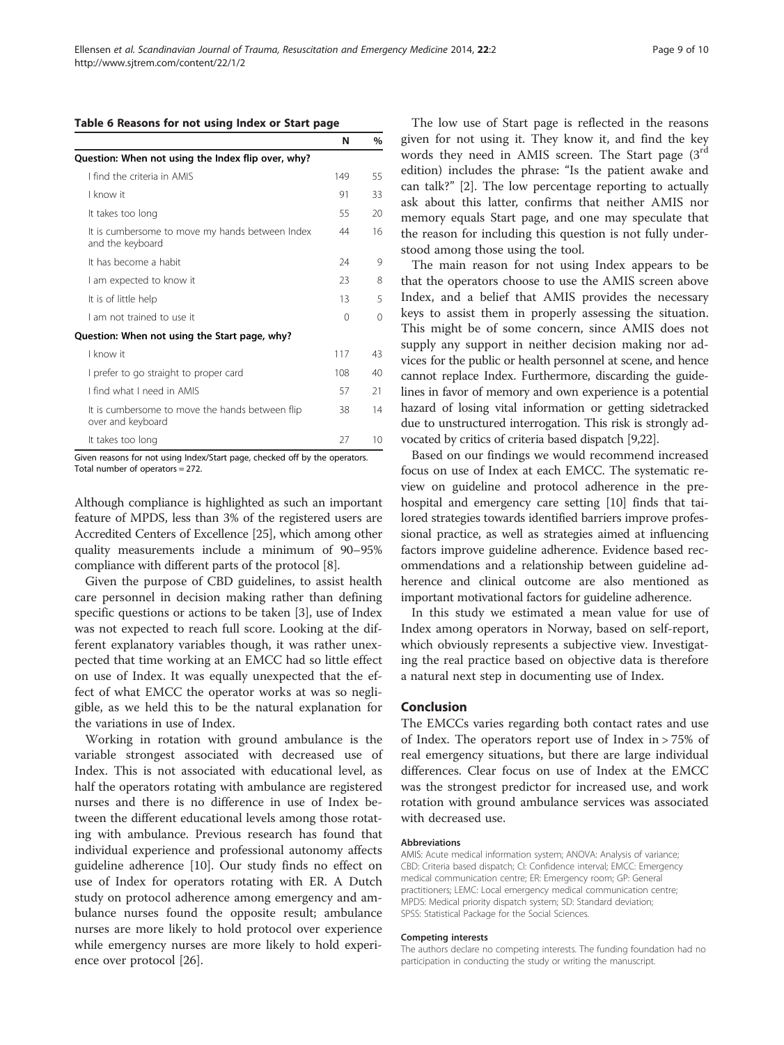**Table 6 Reasons for not using Index or Start page**

| | N | % |
|---|---|---|
| **Question: When not using the Index flip over, why?** | | |
| I find the criteria in AMIS | 149 | 55 |
| I know it | 91 | 33 |
| It takes too long | 55 | 20 |
| It is cumbersome to move my hands between Index and the keyboard | 44 | 16 |
| It has become a habit | 24 | 9 |
| I am expected to know it | 23 | 8 |
| It is of little help | 13 | 5 |
| I am not trained to use it | 0 | 0 |
| **Question: When not using the Start page, why?** | | |
| I know it | 117 | 43 |
| I prefer to go straight to proper card | 108 | 40 |
| I find what I need in AMIS | 57 | 21 |
| It is cumbersome to move the hands between flip over and keyboard | 38 | 14 |
| It takes too long | 27 | 10 |

Given reasons for not using Index/Start page, checked off by the operators. Total number of operators = 272.

Although compliance is highlighted as such an important feature of MPDS, less than 3% of the registered users are Accredited Centers of Excellence [25], which among other quality measurements include a minimum of 90–95% compliance with different parts of the protocol [8].

Given the purpose of CBD guidelines, to assist health care personnel in decision making rather than defining specific questions or actions to be taken [3], use of Index was not expected to reach full score. Looking at the different explanatory variables though, it was rather unexpected that time working at an EMCC had so little effect on use of Index. It was equally unexpected that the effect of what EMCC the operator works at was so negligible, as we held this to be the natural explanation for the variations in use of Index.

Working in rotation with ground ambulance is the variable strongest associated with decreased use of Index. This is not associated with educational level, as half the operators rotating with ambulance are registered nurses and there is no difference in use of Index between the different educational levels among those rotating with ambulance. Previous research has found that individual experience and professional autonomy affects guideline adherence [10]. Our study finds no effect on use of Index for operators rotating with ER. A Dutch study on protocol adherence among emergency and ambulance nurses found the opposite result; ambulance nurses are more likely to hold protocol over experience while emergency nurses are more likely to hold experience over protocol [26].

The low use of Start page is reflected in the reasons given for not using it. They know it, and find the key words they need in AMIS screen. The Start page (3rd edition) includes the phrase: "Is the patient awake and can talk?" [2]. The low percentage reporting to actually ask about this latter, confirms that neither AMIS nor memory equals Start page, and one may speculate that the reason for including this question is not fully understood among those using the tool.

The main reason for not using Index appears to be that the operators choose to use the AMIS screen above Index, and a belief that AMIS provides the necessary keys to assist them in properly assessing the situation. This might be of some concern, since AMIS does not supply any support in neither decision making nor advices for the public or health personnel at scene, and hence cannot replace Index. Furthermore, discarding the guidelines in favor of memory and own experience is a potential hazard of losing vital information or getting sidetracked due to unstructured interrogation. This risk is strongly advocated by critics of criteria based dispatch [9,22].

Based on our findings we would recommend increased focus on use of Index at each EMCC. The systematic review on guideline and protocol adherence in the prehospital and emergency care setting [10] finds that tailored strategies towards identified barriers improve professional practice, as well as strategies aimed at influencing factors improve guideline adherence. Evidence based recommendations and a relationship between guideline adherence and clinical outcome are also mentioned as important motivational factors for guideline adherence.

In this study we estimated a mean value for use of Index among operators in Norway, based on self-report, which obviously represents a subjective view. Investigating the real practice based on objective data is therefore a natural next step in documenting use of Index.

## Conclusion

The EMCCs varies regarding both contact rates and use of Index. The operators report use of Index in > 75% of real emergency situations, but there are large individual differences. Clear focus on use of Index at the EMCC was the strongest predictor for increased use, and work rotation with ground ambulance services was associated with decreased use.

#### Abbreviations

AMIS: Acute medical information system; ANOVA: Analysis of variance; CBD: Criteria based dispatch; CI: Confidence interval; EMCC: Emergency medical communication centre; ER: Emergency room; GP: General practitioners; LEMC: Local emergency medical communication centre; MPDS: Medical priority dispatch system; SD: Standard deviation; SPSS: Statistical Package for the Social Sciences.

#### Competing interests

The authors declare no competing interests. The funding foundation had no participation in conducting the study or writing the manuscript.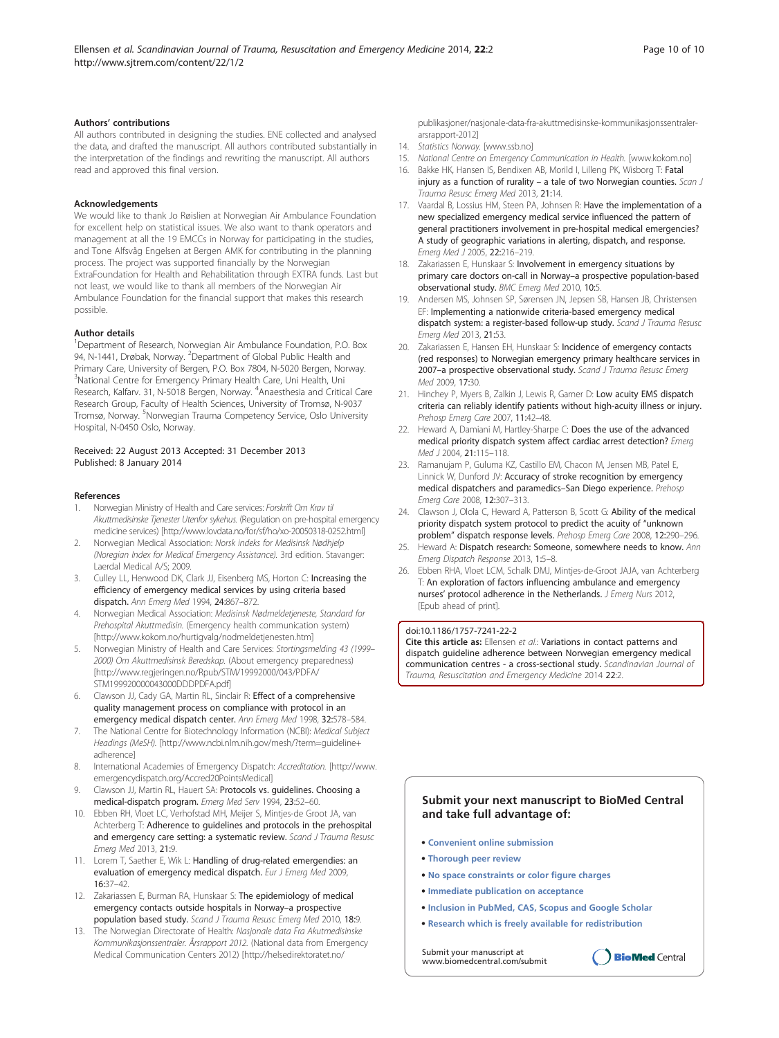### Authors' contributions

All authors contributed in designing the studies. ENE collected and analysed the data, and drafted the manuscript. All authors contributed substantially in the interpretation of the findings and rewriting the manuscript. All authors read and approved this final version.

### Acknowledgements

We would like to thank Jo Røislien at Norwegian Air Ambulance Foundation for excellent help on statistical issues. We also want to thank operators and management at all the 19 EMCCs in Norway for participating in the studies, and Tone Alfsvåg Engelsen at Bergen AMK for contributing in the planning process. The project was supported financially by the Norwegian ExtraFoundation for Health and Rehabilitation through EXTRA funds. Last but not least, we would like to thank all members of the Norwegian Air Ambulance Foundation for the financial support that makes this research possible.

### Author details

[1]Department of Research, Norwegian Air Ambulance Foundation, P.O. Box 94, N-1441, Drøbak, Norway. [2]Department of Global Public Health and Primary Care, University of Bergen, P.O. Box 7804, N-5020 Bergen, Norway. [3]National Centre for Emergency Primary Health Care, Uni Health, Uni Research, Kalfarv. 31, N-5018 Bergen, Norway. [4]Anaesthesia and Critical Care Research Group, Faculty of Health Sciences, University of Tromsø, N-9037 Tromsø, Norway. [5]Norwegian Trauma Competency Service, Oslo University Hospital, N-0450 Oslo, Norway.

Received: 22 August 2013 Accepted: 31 December 2013
Published: 8 January 2014

### References

1. Norwegian Ministry of Health and Care services: *Forskrift Om Krav til Akuttmedisinske Tjenester Utenfor sykehus.* (Regulation on pre-hospital emergency medicine services) [http://www.lovdata.no/for/sf/ho/xo-20050318-0252.html]
2. Norwegian Medical Association: *Norsk indeks for Medisinsk Nødhjelp (Noregian Index for Medical Emergency Assistance).* 3rd edition. Stavanger: Laerdal Medical A/S; 2009.
3. Culley LL, Henwood DK, Clark JJ, Eisenberg MS, Horton C: **Increasing the efficiency of emergency medical services by using criteria based dispatch.** *Ann Emerg Med* 1994, **24:**867–872.
4. Norwegian Medical Association: *Medisinsk Nødmeldetjeneste, Standard for Prehospital Akuttmedisin.* (Emergency health communication system) [http://www.kokom.no/hurtigvalg/nodmeldetjenesten.htm]
5. Norwegian Ministry of Health and Care Services: *Stortingsmelding 43 (1999–2000) Om Akuttmedisinsk Beredskap.* (About emergency preparedness) [http://www.regjeringen.no/Rpub/STM/19992000/043/PDFA/STM199920000043000DDDPDFA.pdf]
6. Clawson JJ, Cady GA, Martin RL, Sinclair R: **Effect of a comprehensive quality management process on compliance with protocol in an emergency medical dispatch center.** *Ann Emerg Med* 1998, **32:**578–584.
7. The National Centre for Biotechnology Information (NCBI): *Medical Subject Headings (MeSH).* [http://www.ncbi.nlm.nih.gov/mesh/?term=guideline+adherence]
8. International Academies of Emergency Dispatch: *Accreditation.* [http://www.emergencydispatch.org/Accred20PointsMedical]
9. Clawson JJ, Martin RL, Hauert SA: **Protocols vs. guidelines. Choosing a medical-dispatch program.** *Emerg Med Serv* 1994, **23:**52–60.
10. Ebben RH, Vloet LC, Verhofstad MH, Meijer S, Mintjes-de Groot JA, van Achterberg T: **Adherence to guidelines and protocols in the prehospital and emergency care setting: a systematic review.** *Scand J Trauma Resusc Emerg Med* 2013, **21:**9.
11. Lorem T, Saether E, Wik L: **Handling of drug-related emergencies: an evaluation of emergency medical dispatch.** *Eur J Emerg Med* 2009, **16:**37–42.
12. Zakariassen E, Burman RA, Hunskaar S: **The epidemiology of medical emergency contacts outside hospitals in Norway–a prospective population based study.** *Scand J Trauma Resusc Emerg Med* 2010, **18:**9.
13. The Norwegian Directorate of Health: *Nasjonale data Fra Akutmedisinske Kommunikasjonssentraler. Årsrapport 2012.* (National data from Emergency Medical Communication Centers 2012) [http://helsedirektoratet.no/publikasjoner/nasjonale-data-fra-akuttmedisinske-kommunikasjonssentraler-arsrapport-2012]
14. *Statistics Norway.* [www.ssb.no]
15. *National Centre on Emergency Communication in Health.* [www.kokom.no]
16. Bakke HK, Hansen IS, Bendixen AB, Morild I, Lilleng PK, Wisborg T: **Fatal injury as a function of rurality – a tale of two Norwegian counties.** *Scan J Trauma Resusc Emerg Med* 2013, **21:**14.
17. Vaardal B, Lossius HM, Steen PA, Johnsen R: **Have the implementation of a new specialized emergency medical service influenced the pattern of general practitioners involvement in pre-hospital medical emergencies? A study of geographic variations in alerting, dispatch, and response.** *Emerg Med J* 2005, **22:**216–219.
18. Zakariassen E, Hunskaar S: **Involvement in emergency situations by primary care doctors on-call in Norway–a prospective population-based observational study.** *BMC Emerg Med* 2010, **10:**5.
19. Andersen MS, Johnsen SP, Sørensen JN, Jepsen SB, Hansen JB, Christensen EF: **Implementing a nationwide criteria-based emergency medical dispatch system: a register-based follow-up study.** *Scand J Trauma Resusc Emerg Med* 2013, **21:**53.
20. Zakariassen E, Hansen EH, Hunskaar S: **Incidence of emergency contacts (red responses) to Norwegian emergency primary healthcare services in 2007–a prospective observational study.** *Scand J Trauma Resusc Emerg Med* 2009, **17:**30.
21. Hinchey P, Myers B, Zalkin J, Lewis R, Garner D: **Low acuity EMS dispatch criteria can reliably identify patients without high-acuity illness or injury.** *Prehosp Emerg Care* 2007, **11:**42–48.
22. Heward A, Damiani M, Hartley-Sharpe C: **Does the use of the advanced medical priority dispatch system affect cardiac arrest detection?** *Emerg Med J* 2004, **21:**115–118.
23. Ramanujam P, Guluma KZ, Castillo EM, Chacon M, Jensen MB, Patel E, Linnick W, Dunford JV: **Accuracy of stroke recognition by emergency medical dispatchers and paramedics–San Diego experience.** *Prehosp Emerg Care* 2008, **12:**307–313.
24. Clawson J, Olola C, Heward A, Patterson B, Scott G: **Ability of the medical priority dispatch system protocol to predict the acuity of "unknown problem" dispatch response levels.** *Prehosp Emerg Care* 2008, **12:**290–296.
25. Heward A: **Dispatch research: Someone, somewhere needs to know.** *Ann Emerg Dispatch Response* 2013, **1:**5–8.
26. Ebben RHA, Vloet LCM, Schalk DMJ, Mintjes-de-Groot JAJA, van Achterberg T: **An exploration of factors influencing ambulance and emergency nurses' protocol adherence in the Netherlands.** *J Emerg Nurs* 2012, [Epub ahead of print].

doi:10.1186/1757-7241-22-2
**Cite this article as:** Ellensen *et al.*: Variations in contact patterns and dispatch guideline adherence between Norwegian emergency medical communication centres - a cross-sectional study. *Scandinavian Journal of Trauma, Resuscitation and Emergency Medicine* 2014 **22**:2.

**Submit your next manuscript to BioMed Central and take full advantage of:**

- **Convenient online submission**
- **Thorough peer review**
- **No space constraints or color figure charges**
- **Immediate publication on acceptance**
- **Inclusion in PubMed, CAS, Scopus and Google Scholar**
- **Research which is freely available for redistribution**

Submit your manuscript at
www.biomedcentral.com/submit